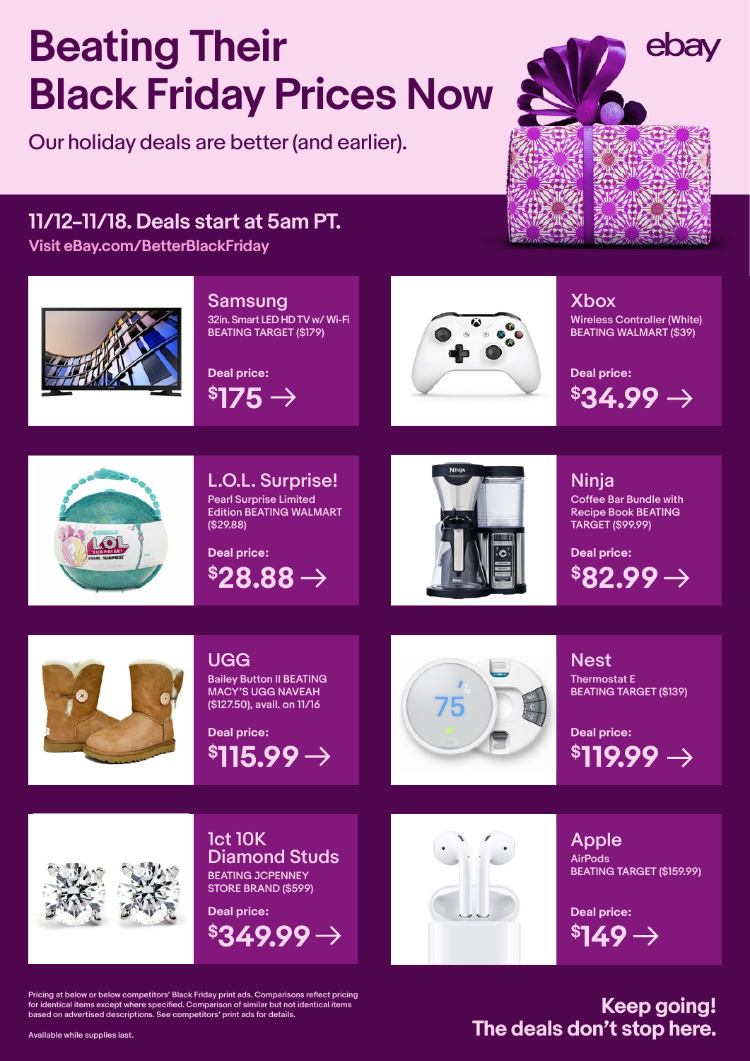# Beating Their Black Friday Prices Now

Our holiday deals are better (and earlier).

ebay

## 11/12–11/18. Deals start at 5am PT.

Visit eBay.com/BetterBlackFriday

### Samsung

32in. Smart LED HD TV w/ Wi-Fi BEATING TARGET ($179)

Deal price:

**$175 →**

### Xbox

Wireless Controller (White) BEATING WALMART ($39)

Deal price:

**$34.99 →**

### L.O.L. Surprise!

Pearl Surprise Limited Edition BEATING WALMART ($29.88)

Deal price:

**$28.88 →**

### Ninja

Coffee Bar Bundle with Recipe Book BEATING TARGET ($99.99)

Deal price:

**$82.99 →**

### UGG

Bailey Button II BEATING MACY'S UGG NAVEAH ($127.50), avail. on 11/16

Deal price:

**$115.99 →**

### Nest

Thermostat E BEATING TARGET ($139)

Deal price:

**$119.99 →**

### 1ct 10K Diamond Studs

BEATING JCPENNEY STORE BRAND ($599)

Deal price:

**$349.99 →**

### Apple

AirPods BEATING TARGET ($159.99)

Deal price:

**$149 →**

Pricing at below or below competitors' Black Friday print ads. Comparisons reflect pricing for identical items except where specified. Comparison of similar but not identical items based on advertised descriptions. See competitors' print ads for details.

Available while supplies last.

**Keep going! The deals don't stop here.**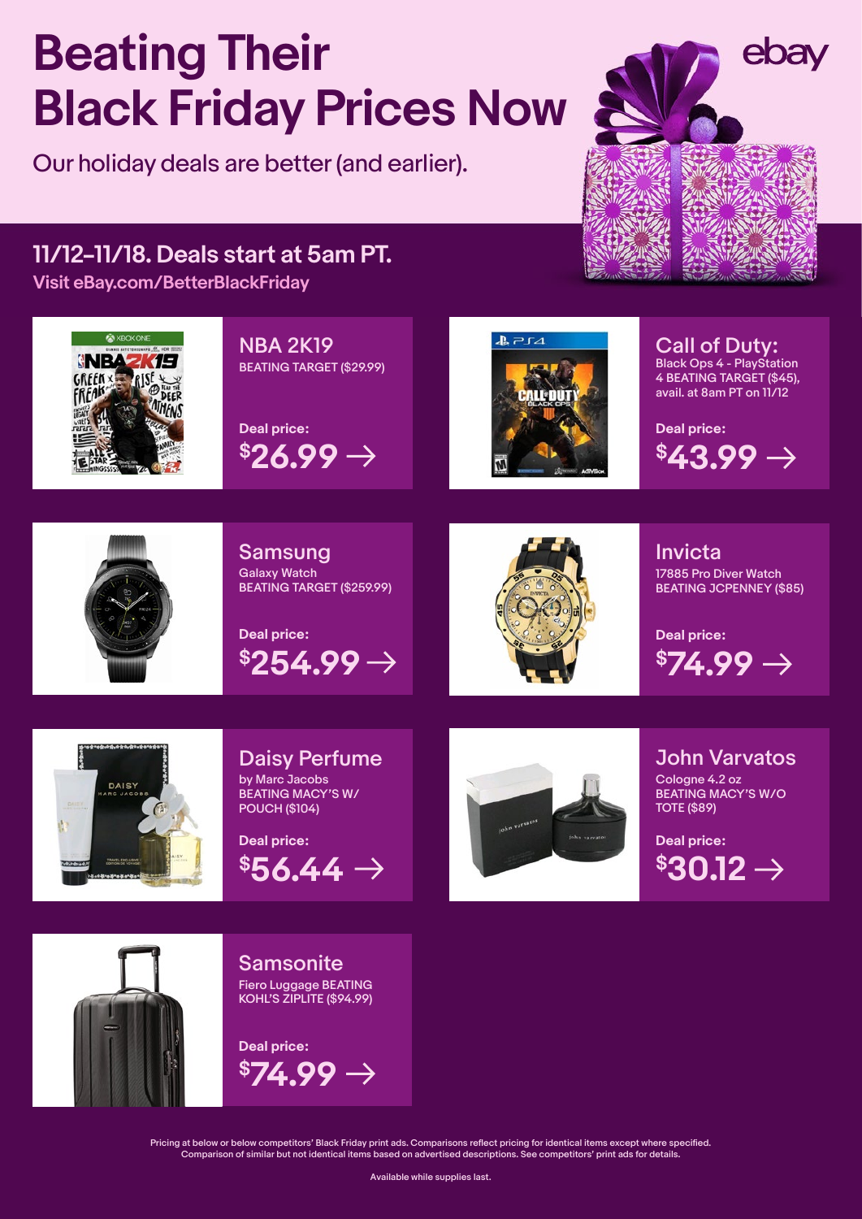# Beating Their Black Friday Prices Now

Our holiday deals are better (and earlier).

ebay

## 11/12–11/18. Deals start at 5am PT.

Visit eBay.com/BetterBlackFriday

### NBA 2K19

BEATING TARGET ($29.99)

Deal price:

**$26.99 →**

### Call of Duty:

Black Ops 4 - PlayStation 4 BEATING TARGET ($45), avail. at 8am PT on 11/12

Deal price:

**$43.99 →**

### Samsung

Galaxy Watch
BEATING TARGET ($259.99)

Deal price:

**$254.99 →**

### Invicta

17885 Pro Diver Watch
BEATING JCPENNEY ($85)

Deal price:

**$74.99 →**

### Daisy Perfume

by Marc Jacobs
BEATING MACY'S W/ POUCH ($104)

Deal price:

**$56.44 →**

### John Varvatos

Cologne 4.2 oz
BEATING MACY'S W/O TOTE ($89)

Deal price:

**$30.12 →**

### Samsonite

Fiero Luggage BEATING KOHL'S ZIPLITE ($94.99)

Deal price:

**$74.99 →**

Pricing at below or below competitors' Black Friday print ads. Comparisons reflect pricing for identical items except where specified. Comparison of similar but not identical items based on advertised descriptions. See competitors' print ads for details.

Available while supplies last.